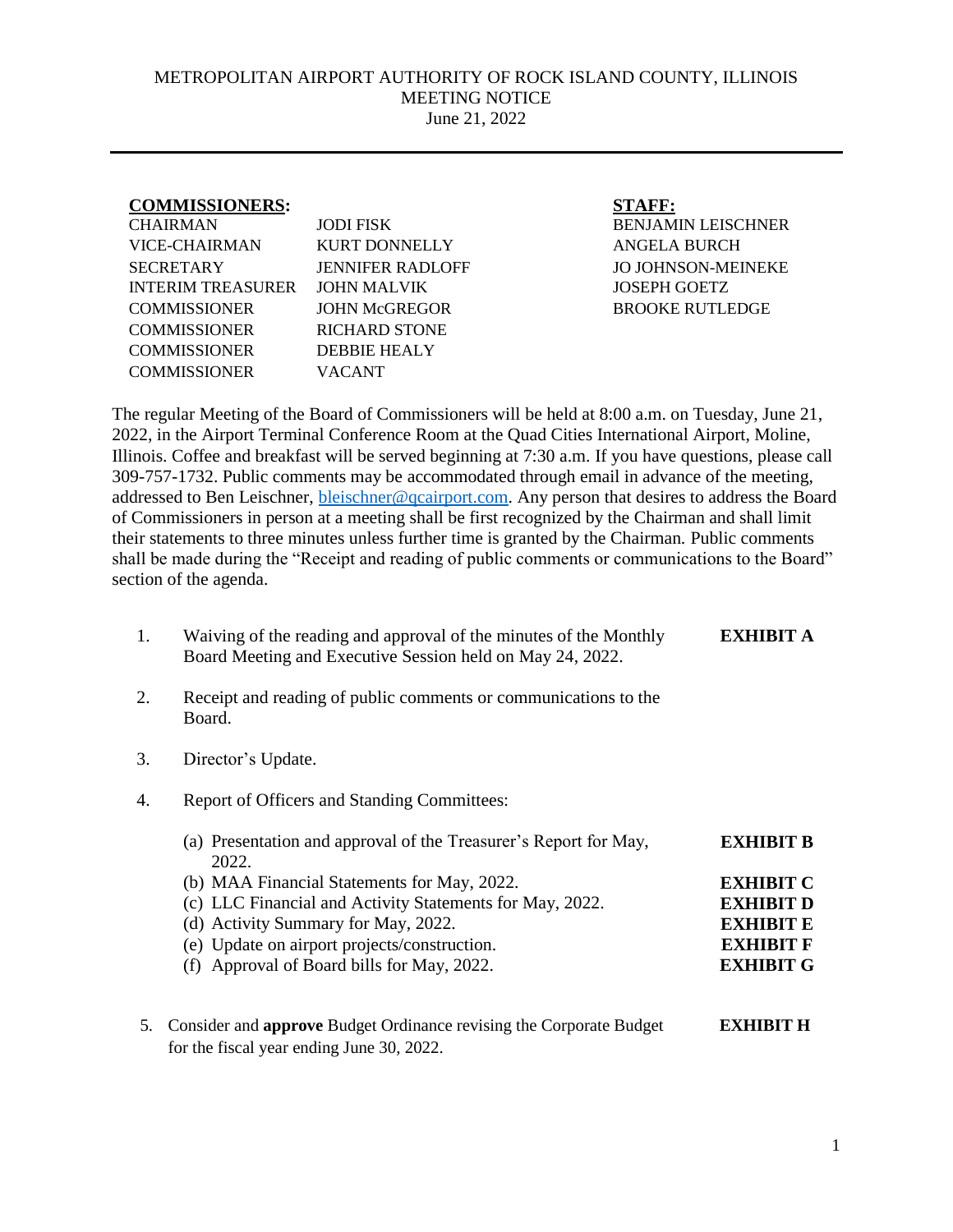METROPOLITAN AIRPORT AUTHORITY OF ROCK ISLAND COUNTY, ILLINOIS
MEETING NOTICE
June 21, 2022

---

**COMMISSIONERS:**

| | |
|---|---|
| CHAIRMAN | JODI FISK |
| VICE-CHAIRMAN | KURT DONNELLY |
| SECRETARY | JENNIFER RADLOFF |
| INTERIM TREASURER | JOHN MALVIK |
| COMMISSIONER | JOHN McGREGOR |
| COMMISSIONER | RICHARD STONE |
| COMMISSIONER | DEBBIE HEALY |
| COMMISSIONER | VACANT |

**STAFF:**

BENJAMIN LEISCHNER
ANGELA BURCH
JO JOHNSON-MEINEKE
JOSEPH GOETZ
BROOKE RUTLEDGE

The regular Meeting of the Board of Commissioners will be held at 8:00 a.m. on Tuesday, June 21, 2022, in the Airport Terminal Conference Room at the Quad Cities International Airport, Moline, Illinois. Coffee and breakfast will be served beginning at 7:30 a.m. If you have questions, please call 309-757-1732. Public comments may be accommodated through email in advance of the meeting, addressed to Ben Leischner, bleischner@qcairport.com. Any person that desires to address the Board of Commissioners in person at a meeting shall be first recognized by the Chairman and shall limit their statements to three minutes unless further time is granted by the Chairman. Public comments shall be made during the "Receipt and reading of public comments or communications to the Board" section of the agenda.

1. Waiving of the reading and approval of the minutes of the Monthly Board Meeting and Executive Session held on May 24, 2022. **EXHIBIT A**

2. Receipt and reading of public comments or communications to the Board.

3. Director's Update.

4. Report of Officers and Standing Committees:

   (a) Presentation and approval of the Treasurer's Report for May, 2022. **EXHIBIT B**
   (b) MAA Financial Statements for May, 2022. **EXHIBIT C**
   (c) LLC Financial and Activity Statements for May, 2022. **EXHIBIT D**
   (d) Activity Summary for May, 2022. **EXHIBIT E**
   (e) Update on airport projects/construction. **EXHIBIT F**
   (f) Approval of Board bills for May, 2022. **EXHIBIT G**

5. Consider and **approve** Budget Ordinance revising the Corporate Budget for the fiscal year ending June 30, 2022. **EXHIBIT H**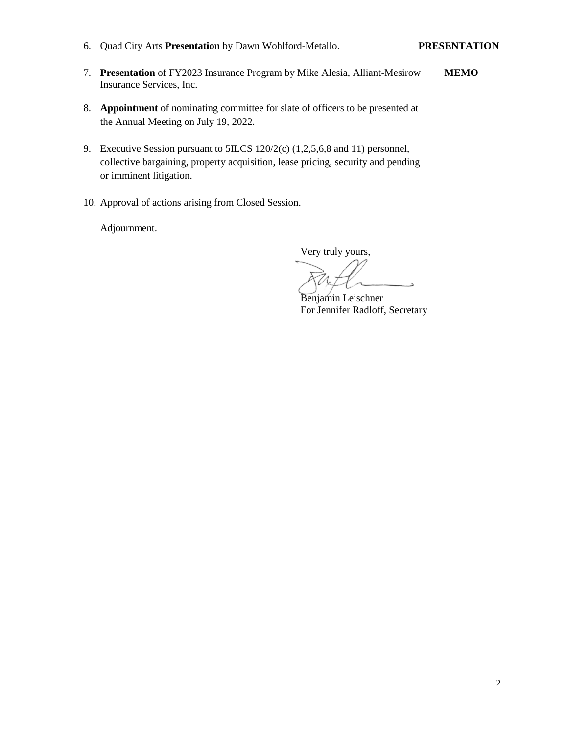6. Quad City Arts **Presentation** by Dawn Wohlford-Metallo. **PRESENTATION**

7. **Presentation** of FY2023 Insurance Program by Mike Alesia, Alliant-Mesirow Insurance Services, Inc. **MEMO**

8. **Appointment** of nominating committee for slate of officers to be presented at the Annual Meeting on July 19, 2022.

9. Executive Session pursuant to 5ILCS 120/2(c) (1,2,5,6,8 and 11) personnel, collective bargaining, property acquisition, lease pricing, security and pending or imminent litigation.

10. Approval of actions arising from Closed Session.

Adjournment.

Very truly yours,

Benjamin Leischner
For Jennifer Radloff, Secretary